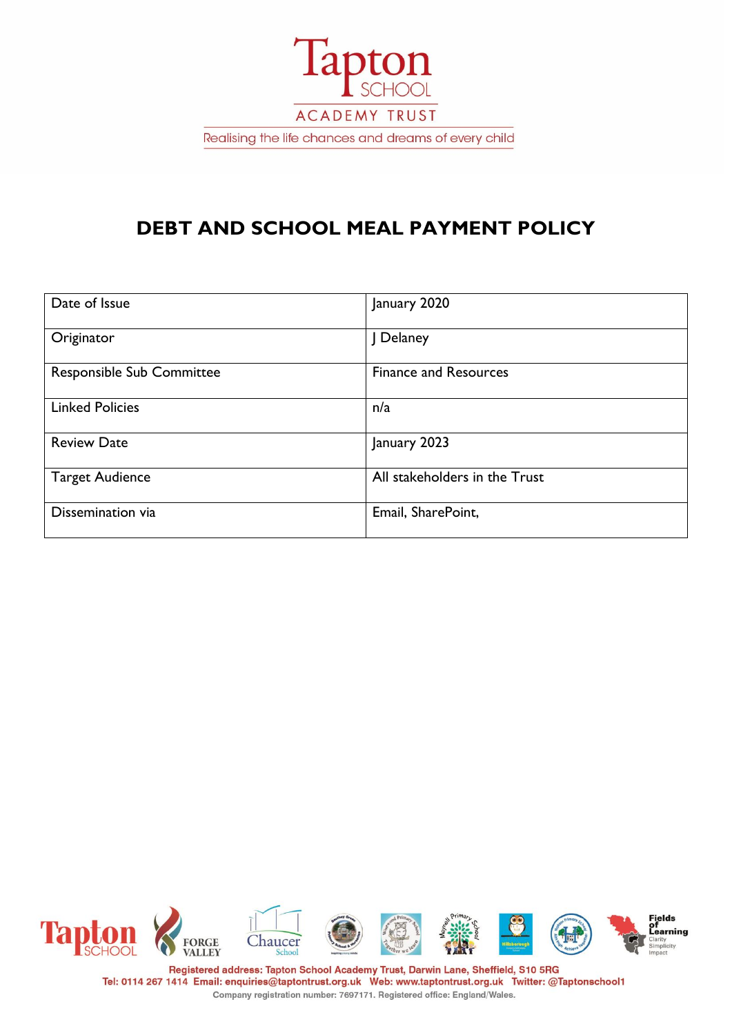Tapton SCHOOL

ACADEMY TRUST

Realising the life chances and dreams of every child

# DEBT AND SCHOOL MEAL PAYMENT POLICY

| Date of Issue | January 2020 |
|---|---|
| Originator | J Delaney |
| Responsible Sub Committee | Finance and Resources |
| Linked Policies | n/a |
| Review Date | January 2023 |
| Target Audience | All stakeholders in the Trust |
| Dissemination via | Email, SharePoint, |

Registered address: Tapton School Academy Trust, Darwin Lane, Sheffield, S10 5RG
Tel: 0114 267 1414 Email: enquiries@taptontrust.org.uk Web: www.taptontrust.org.uk Twitter: @Taptonschool1
Company registration number: 7697171. Registered office: England/Wales.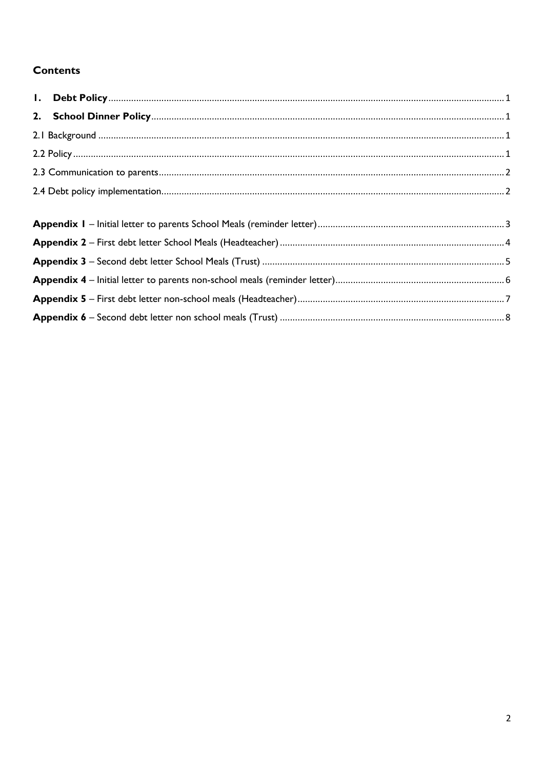## Contents

**1. Debt Policy** .......... 1

**2. School Dinner Policy** .......... 1

2.1 Background .......... 1

2.2 Policy .......... 1

2.3 Communication to parents .......... 2

2.4 Debt policy implementation .......... 2

**Appendix 1** – Initial letter to parents School Meals (reminder letter) .......... 3

**Appendix 2** – First debt letter School Meals (Headteacher) .......... 4

**Appendix 3** – Second debt letter School Meals (Trust) .......... 5

**Appendix 4** – Initial letter to parents non-school meals (reminder letter) .......... 6

**Appendix 5** – First debt letter non-school meals (Headteacher) .......... 7

**Appendix 6** – Second debt letter non school meals (Trust) .......... 8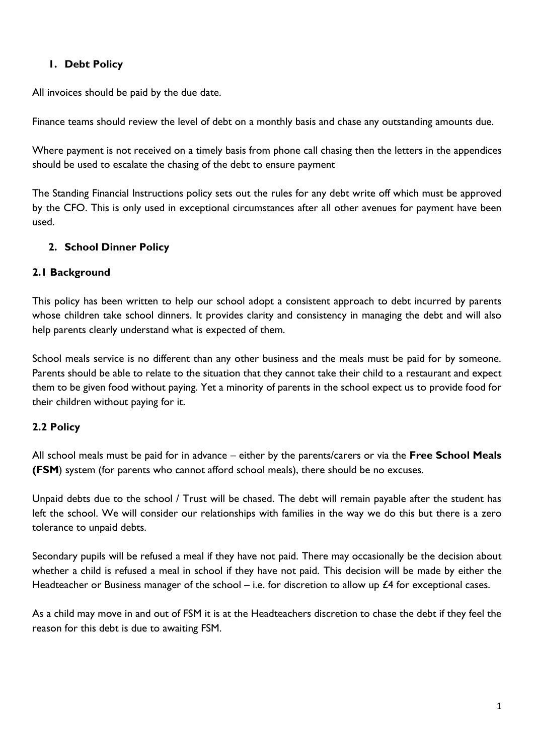## 1. Debt Policy

All invoices should be paid by the due date.

Finance teams should review the level of debt on a monthly basis and chase any outstanding amounts due.

Where payment is not received on a timely basis from phone call chasing then the letters in the appendices should be used to escalate the chasing of the debt to ensure payment

The Standing Financial Instructions policy sets out the rules for any debt write off which must be approved by the CFO. This is only used in exceptional circumstances after all other avenues for payment have been used.

## 2. School Dinner Policy

### 2.1 Background

This policy has been written to help our school adopt a consistent approach to debt incurred by parents whose children take school dinners. It provides clarity and consistency in managing the debt and will also help parents clearly understand what is expected of them.

School meals service is no different than any other business and the meals must be paid for by someone. Parents should be able to relate to the situation that they cannot take their child to a restaurant and expect them to be given food without paying. Yet a minority of parents in the school expect us to provide food for their children without paying for it.

### 2.2 Policy

All school meals must be paid for in advance – either by the parents/carers or via the **Free School Meals (FSM**) system (for parents who cannot afford school meals), there should be no excuses.

Unpaid debts due to the school / Trust will be chased. The debt will remain payable after the student has left the school. We will consider our relationships with families in the way we do this but there is a zero tolerance to unpaid debts.

Secondary pupils will be refused a meal if they have not paid. There may occasionally be the decision about whether a child is refused a meal in school if they have not paid. This decision will be made by either the Headteacher or Business manager of the school – i.e. for discretion to allow up £4 for exceptional cases.

As a child may move in and out of FSM it is at the Headteachers discretion to chase the debt if they feel the reason for this debt is due to awaiting FSM.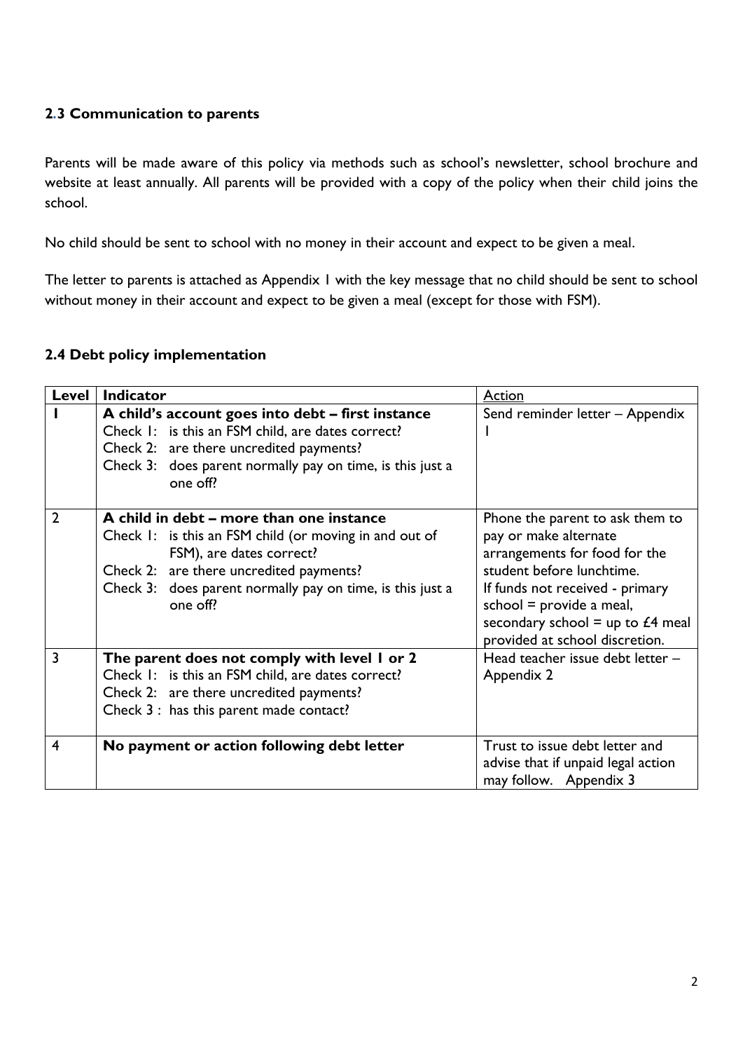### 2.3 Communication to parents

Parents will be made aware of this policy via methods such as school's newsletter, school brochure and website at least annually. All parents will be provided with a copy of the policy when their child joins the school.

No child should be sent to school with no money in their account and expect to be given a meal.

The letter to parents is attached as Appendix 1 with the key message that no child should be sent to school without money in their account and expect to be given a meal (except for those with FSM).

### 2.4 Debt policy implementation

| Level | Indicator | Action |
|---|---|---|
| 1 | **A child's account goes into debt – first instance**<br>Check 1: is this an FSM child, are dates correct?<br>Check 2: are there uncredited payments?<br>Check 3: does parent normally pay on time, is this just a one off? | Send reminder letter – Appendix 1 |
| 2 | **A child in debt – more than one instance**<br>Check 1: is this an FSM child (or moving in and out of FSM), are dates correct?<br>Check 2: are there uncredited payments?<br>Check 3: does parent normally pay on time, is this just a one off? | Phone the parent to ask them to pay or make alternate arrangements for food for the student before lunchtime.<br>If funds not received - primary school = provide a meal, secondary school = up to £4 meal provided at school discretion. |
| 3 | **The parent does not comply with level 1 or 2**<br>Check 1: is this an FSM child, are dates correct?<br>Check 2: are there uncredited payments?<br>Check 3 : has this parent made contact? | Head teacher issue debt letter – Appendix 2 |
| 4 | **No payment or action following debt letter** | Trust to issue debt letter and advise that if unpaid legal action may follow. Appendix 3 |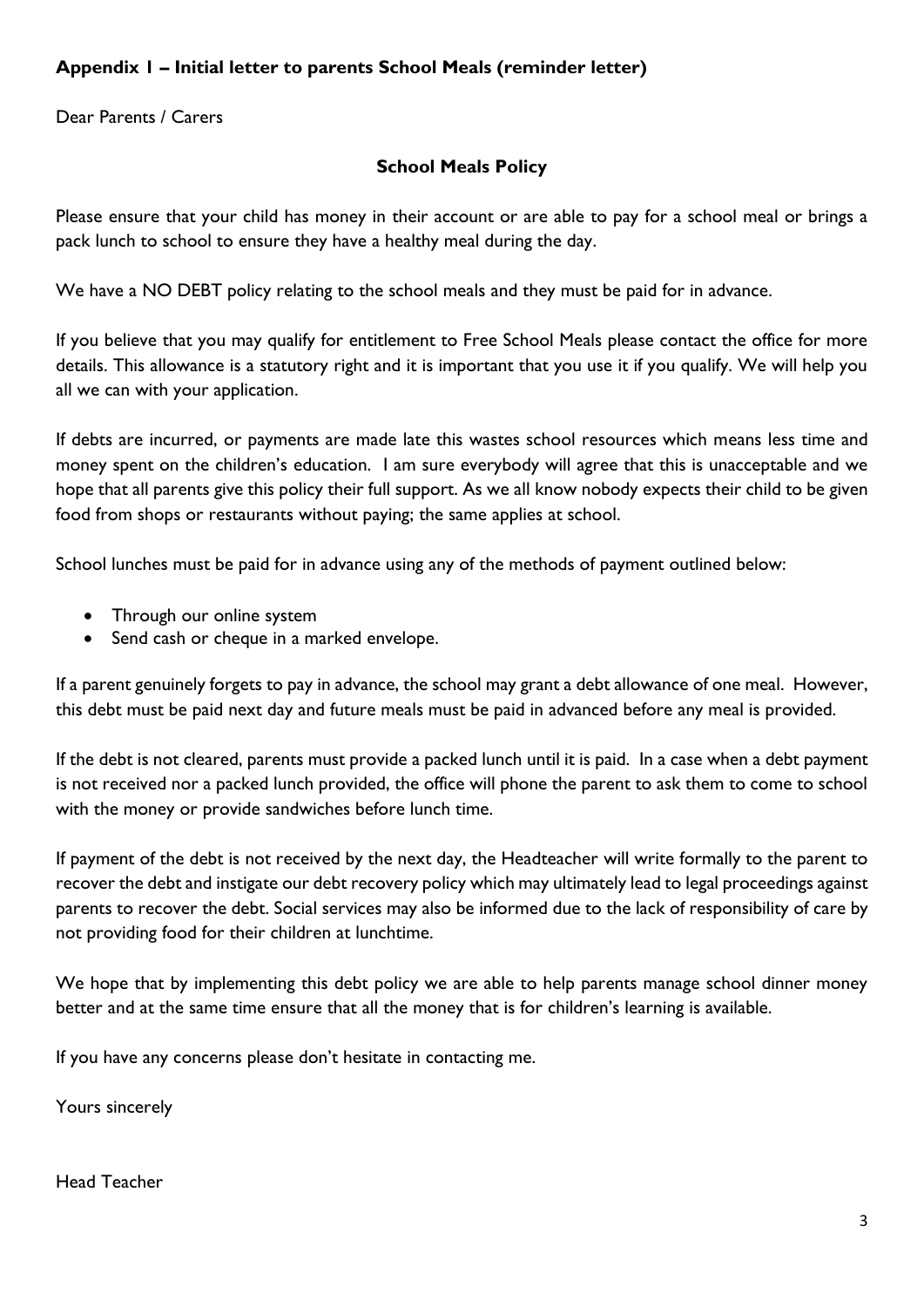## Appendix 1 – Initial letter to parents School Meals (reminder letter)

Dear Parents / Carers

### School Meals Policy

Please ensure that your child has money in their account or are able to pay for a school meal or brings a pack lunch to school to ensure they have a healthy meal during the day.

We have a NO DEBT policy relating to the school meals and they must be paid for in advance.

If you believe that you may qualify for entitlement to Free School Meals please contact the office for more details. This allowance is a statutory right and it is important that you use it if you qualify. We will help you all we can with your application.

If debts are incurred, or payments are made late this wastes school resources which means less time and money spent on the children's education. I am sure everybody will agree that this is unacceptable and we hope that all parents give this policy their full support. As we all know nobody expects their child to be given food from shops or restaurants without paying; the same applies at school.

School lunches must be paid for in advance using any of the methods of payment outlined below:

- Through our online system
- Send cash or cheque in a marked envelope.

If a parent genuinely forgets to pay in advance, the school may grant a debt allowance of one meal. However, this debt must be paid next day and future meals must be paid in advanced before any meal is provided.

If the debt is not cleared, parents must provide a packed lunch until it is paid. In a case when a debt payment is not received nor a packed lunch provided, the office will phone the parent to ask them to come to school with the money or provide sandwiches before lunch time.

If payment of the debt is not received by the next day, the Headteacher will write formally to the parent to recover the debt and instigate our debt recovery policy which may ultimately lead to legal proceedings against parents to recover the debt. Social services may also be informed due to the lack of responsibility of care by not providing food for their children at lunchtime.

We hope that by implementing this debt policy we are able to help parents manage school dinner money better and at the same time ensure that all the money that is for children's learning is available.

If you have any concerns please don't hesitate in contacting me.

Yours sincerely

Head Teacher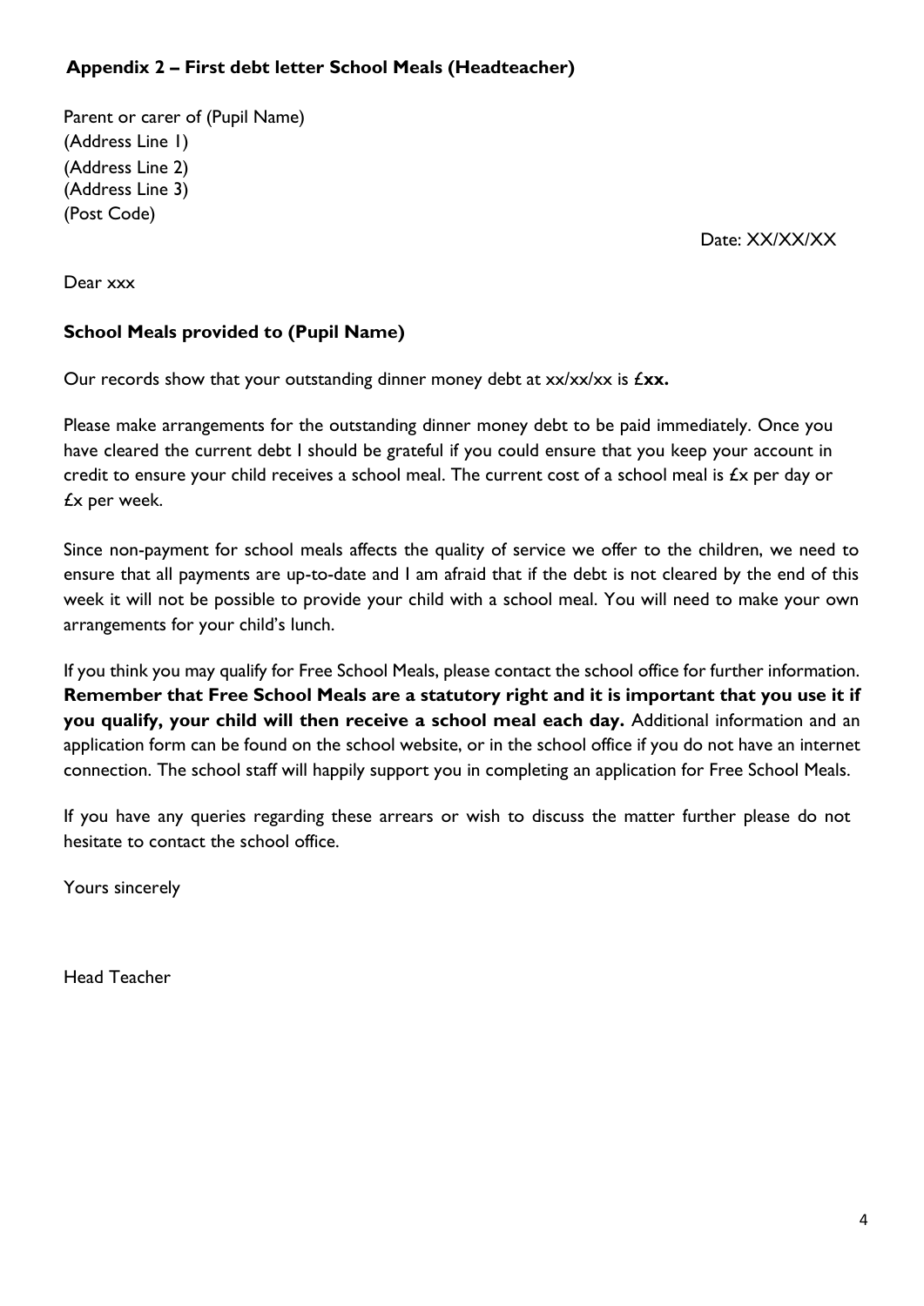## Appendix 2 – First debt letter School Meals (Headteacher)

Parent or carer of (Pupil Name)
(Address Line 1)
(Address Line 2)
(Address Line 3)
(Post Code)

Date: XX/XX/XX

Dear xxx

**School Meals provided to (Pupil Name)**

Our records show that your outstanding dinner money debt at xx/xx/xx is £**xx.**

Please make arrangements for the outstanding dinner money debt to be paid immediately. Once you have cleared the current debt I should be grateful if you could ensure that you keep your account in credit to ensure your child receives a school meal. The current cost of a school meal is £x per day or £x per week.

Since non-payment for school meals affects the quality of service we offer to the children, we need to ensure that all payments are up-to-date and I am afraid that if the debt is not cleared by the end of this week it will not be possible to provide your child with a school meal. You will need to make your own arrangements for your child's lunch.

If you think you may qualify for Free School Meals, please contact the school office for further information. **Remember that Free School Meals are a statutory right and it is important that you use it if you qualify, your child will then receive a school meal each day.** Additional information and an application form can be found on the school website, or in the school office if you do not have an internet connection. The school staff will happily support you in completing an application for Free School Meals.

If you have any queries regarding these arrears or wish to discuss the matter further please do not hesitate to contact the school office.

Yours sincerely

Head Teacher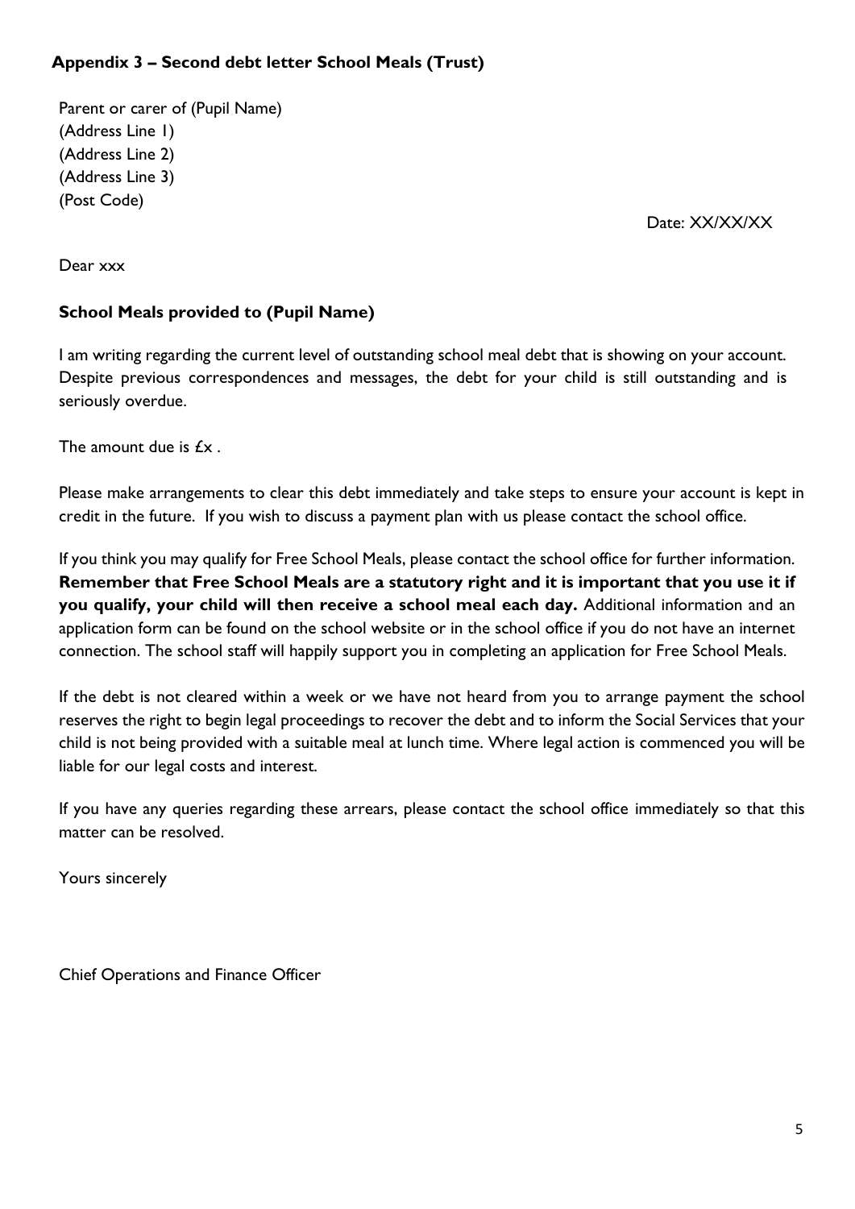## Appendix 3 – Second debt letter School Meals (Trust)

Parent or carer of (Pupil Name)
(Address Line 1)
(Address Line 2)
(Address Line 3)
(Post Code)

Date: XX/XX/XX

Dear xxx

**School Meals provided to (Pupil Name)**

I am writing regarding the current level of outstanding school meal debt that is showing on your account. Despite previous correspondences and messages, the debt for your child is still outstanding and is seriously overdue.

The amount due is £x .

Please make arrangements to clear this debt immediately and take steps to ensure your account is kept in credit in the future. If you wish to discuss a payment plan with us please contact the school office.

If you think you may qualify for Free School Meals, please contact the school office for further information. **Remember that Free School Meals are a statutory right and it is important that you use it if you qualify, your child will then receive a school meal each day.** Additional information and an application form can be found on the school website or in the school office if you do not have an internet connection. The school staff will happily support you in completing an application for Free School Meals.

If the debt is not cleared within a week or we have not heard from you to arrange payment the school reserves the right to begin legal proceedings to recover the debt and to inform the Social Services that your child is not being provided with a suitable meal at lunch time. Where legal action is commenced you will be liable for our legal costs and interest.

If you have any queries regarding these arrears, please contact the school office immediately so that this matter can be resolved.

Yours sincerely

Chief Operations and Finance Officer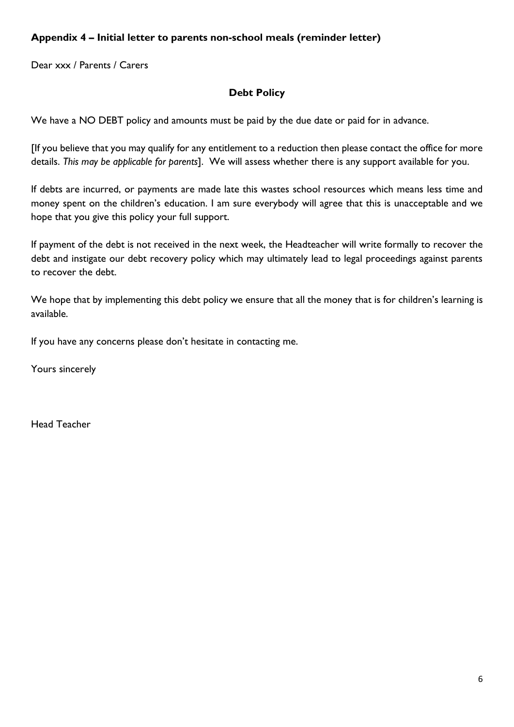### Appendix 4 – Initial letter to parents non-school meals (reminder letter)

Dear xxx / Parents / Carers

**Debt Policy**

We have a NO DEBT policy and amounts must be paid by the due date or paid for in advance.

[If you believe that you may qualify for any entitlement to a reduction then please contact the office for more details. *This may be applicable for parents*]. We will assess whether there is any support available for you.

If debts are incurred, or payments are made late this wastes school resources which means less time and money spent on the children's education. I am sure everybody will agree that this is unacceptable and we hope that you give this policy your full support.

If payment of the debt is not received in the next week, the Headteacher will write formally to recover the debt and instigate our debt recovery policy which may ultimately lead to legal proceedings against parents to recover the debt.

We hope that by implementing this debt policy we ensure that all the money that is for children's learning is available.

If you have any concerns please don't hesitate in contacting me.

Yours sincerely

Head Teacher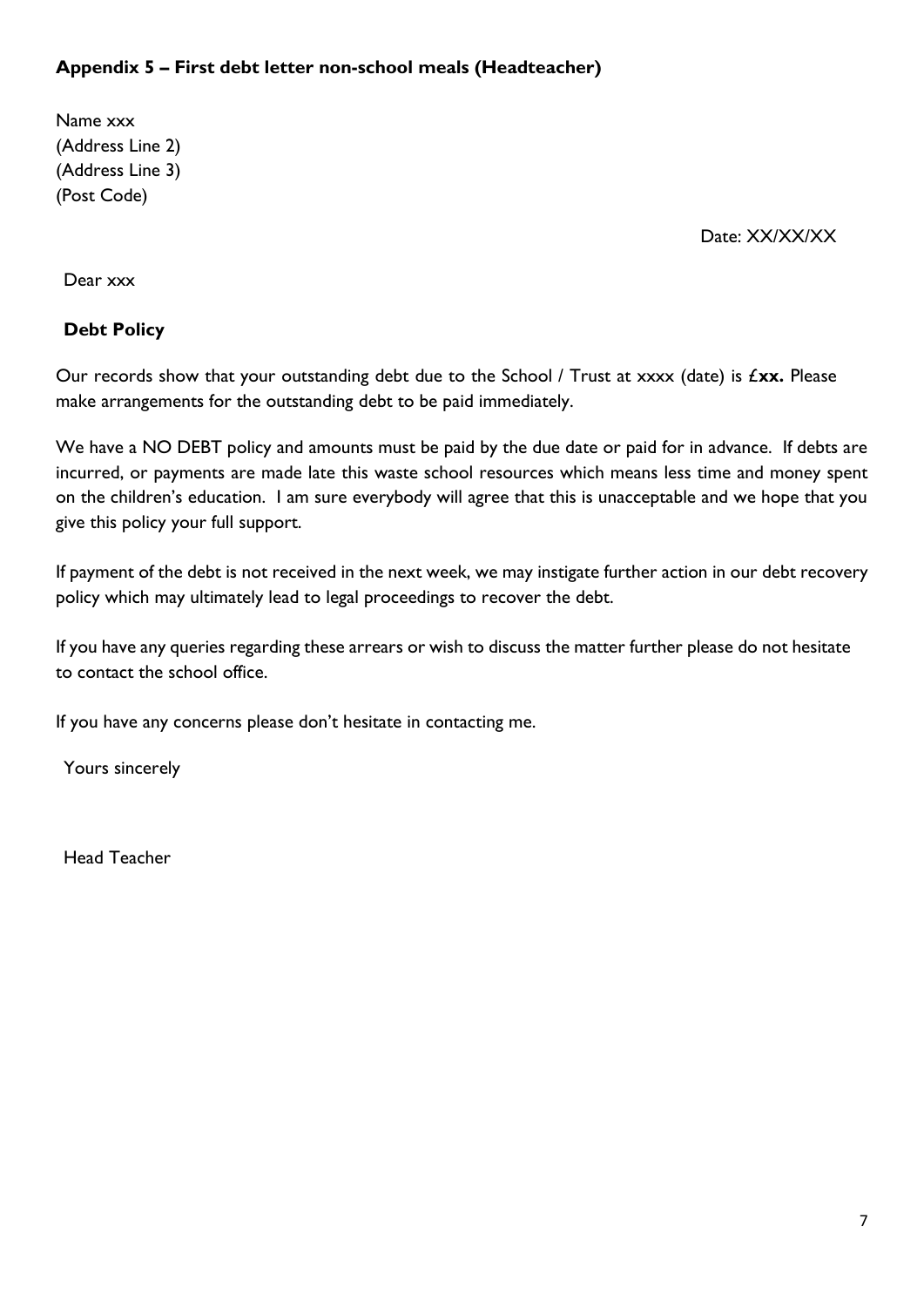### Appendix 5 – First debt letter non-school meals (Headteacher)

Name xxx
(Address Line 2)
(Address Line 3)
(Post Code)

Date: XX/XX/XX

Dear xxx

**Debt Policy**

Our records show that your outstanding debt due to the School / Trust at xxxx (date) is **£xx.** Please make arrangements for the outstanding debt to be paid immediately.

We have a NO DEBT policy and amounts must be paid by the due date or paid for in advance. If debts are incurred, or payments are made late this waste school resources which means less time and money spent on the children's education. I am sure everybody will agree that this is unacceptable and we hope that you give this policy your full support.

If payment of the debt is not received in the next week, we may instigate further action in our debt recovery policy which may ultimately lead to legal proceedings to recover the debt.

If you have any queries regarding these arrears or wish to discuss the matter further please do not hesitate to contact the school office.

If you have any concerns please don't hesitate in contacting me.

Yours sincerely

Head Teacher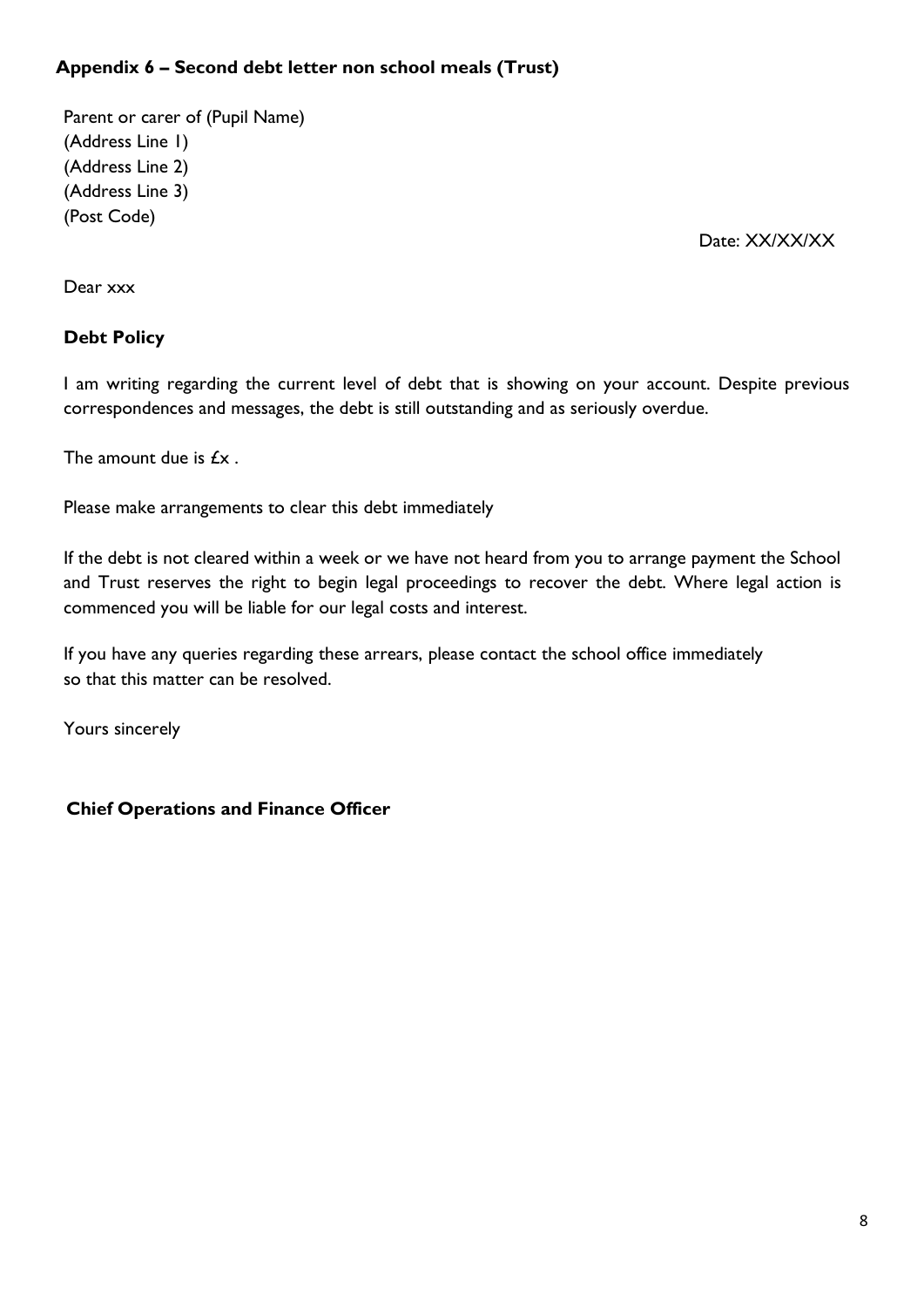## Appendix 6 – Second debt letter non school meals (Trust)

Parent or carer of (Pupil Name)
(Address Line 1)
(Address Line 2)
(Address Line 3)
(Post Code)

Date: XX/XX/XX

Dear xxx

**Debt Policy**

I am writing regarding the current level of debt that is showing on your account. Despite previous correspondences and messages, the debt is still outstanding and as seriously overdue.

The amount due is £x .

Please make arrangements to clear this debt immediately

If the debt is not cleared within a week or we have not heard from you to arrange payment the School and Trust reserves the right to begin legal proceedings to recover the debt. Where legal action is commenced you will be liable for our legal costs and interest.

If you have any queries regarding these arrears, please contact the school office immediately so that this matter can be resolved.

Yours sincerely

**Chief Operations and Finance Officer**